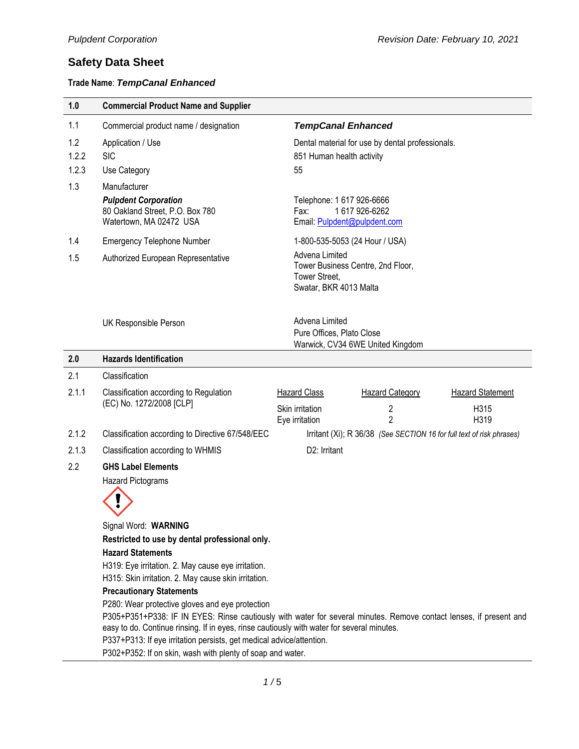*Pulpdent Corporation* — *Revision Date: February 10, 2021*

# Safety Data Sheet

**Trade Name**: ***TempCanal Enhanced***

| | | |
|---|---|---|
| **1.0** | **Commercial Product Name and Supplier** | |
| 1.1 | Commercial product name / designation | ***TempCanal Enhanced*** |
| 1.2 | Application / Use | Dental material for use by dental professionals. |
| 1.2.2 | SIC | 851 Human health activity |
| 1.2.3 | Use Category | 55 |
| 1.3 | Manufacturer<br>***Pulpdent Corporation***<br>80 Oakland Street, P.O. Box 780<br>Watertown, MA 02472 USA | Telephone: 1 617 926-6666<br>Fax: 1 617 926-6262<br>Email: Pulpdent@pulpdent.com |
| 1.4 | Emergency Telephone Number | 1-800-535-5053 (24 Hour / USA) |
| 1.5 | Authorized European Representative | Advena Limited<br>Tower Business Centre, 2nd Floor,<br>Tower Street,<br>Swatar, BKR 4013 Malta |
| | UK Responsible Person | Advena Limited<br>Pure Offices, Plato Close<br>Warwick, CV34 6WE United Kingdom |

## 2.0 Hazards Identification

2.1 Classification

2.1.1 Classification according to Regulation (EC) No. 1272/2008 [CLP]

| Hazard Class | Hazard Category | Hazard Statement |
|---|---|---|
| Skin irritation | 2 | H315 |
| Eye irritation | 2 | H319 |

2.1.2 Classification according to Directive 67/548/EEC: Irritant (Xi); R 36/38 *(See SECTION 16 for full text of risk phrases)*

2.1.3 Classification according to WHMIS: D2: Irritant

### 2.2 GHS Label Elements

Hazard Pictograms

Signal Word: **WARNING**

**Restricted to use by dental professional only.**

**Hazard Statements**

H319: Eye irritation. 2. May cause eye irritation.
H315: Skin irritation. 2. May cause skin irritation.

**Precautionary Statements**

P280: Wear protective gloves and eye protection
P305+P351+P338: IF IN EYES: Rinse cautiously with water for several minutes. Remove contact lenses, if present and easy to do. Continue rinsing. If in eyes, rinse cautiously with water for several minutes.
P337+P313: If eye irritation persists, get medical advice/attention.
P302+P352: If on skin, wash with plenty of soap and water.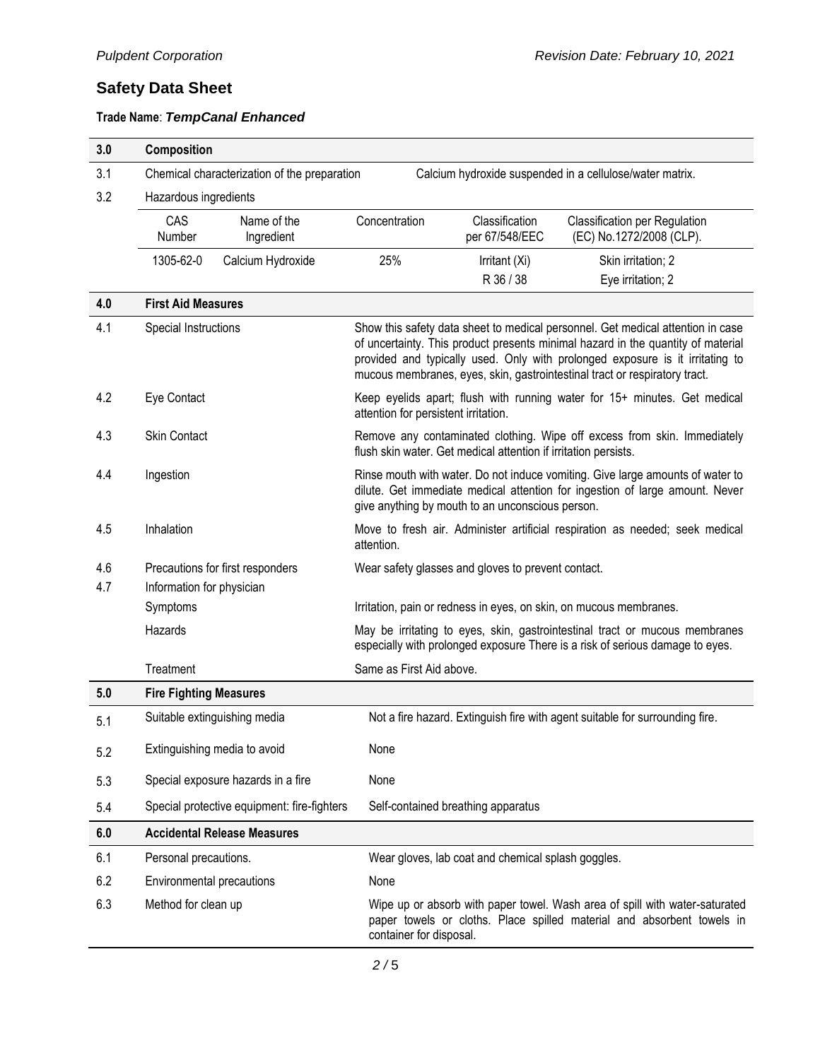# Safety Data Sheet

**Trade Name**: ***TempCanal Enhanced***

## 3.0 Composition

| | | |
|---|---|---|
| 3.1 | Chemical characterization of the preparation | Calcium hydroxide suspended in a cellulose/water matrix. |
| 3.2 | Hazardous ingredients | |

| CAS Number | Name of the Ingredient | Concentration | Classification per 67/548/EEC | Classification per Regulation (EC) No.1272/2008 (CLP). |
|---|---|---|---|---|
| 1305-62-0 | Calcium Hydroxide | 25% | Irritant (Xi) R 36 / 38 | Skin irritation; 2 Eye irritation; 2 |

## 4.0 First Aid Measures

| | | |
|---|---|---|
| 4.1 | Special Instructions | Show this safety data sheet to medical personnel. Get medical attention in case of uncertainty. This product presents minimal hazard in the quantity of material provided and typically used. Only with prolonged exposure is it irritating to mucous membranes, eyes, skin, gastrointestinal tract or respiratory tract. |
| 4.2 | Eye Contact | Keep eyelids apart; flush with running water for 15+ minutes. Get medical attention for persistent irritation. |
| 4.3 | Skin Contact | Remove any contaminated clothing. Wipe off excess from skin. Immediately flush skin water. Get medical attention if irritation persists. |
| 4.4 | Ingestion | Rinse mouth with water. Do not induce vomiting. Give large amounts of water to dilute. Get immediate medical attention for ingestion of large amount. Never give anything by mouth to an unconscious person. |
| 4.5 | Inhalation | Move to fresh air. Administer artificial respiration as needed; seek medical attention. |
| 4.6 | Precautions for first responders | Wear safety glasses and gloves to prevent contact. |
| 4.7 | Information for physician | |
| | Symptoms | Irritation, pain or redness in eyes, on skin, on mucous membranes. |
| | Hazards | May be irritating to eyes, skin, gastrointestinal tract or mucous membranes especially with prolonged exposure There is a risk of serious damage to eyes. |
| | Treatment | Same as First Aid above. |

## 5.0 Fire Fighting Measures

| | | |
|---|---|---|
| 5.1 | Suitable extinguishing media | Not a fire hazard. Extinguish fire with agent suitable for surrounding fire. |
| 5.2 | Extinguishing media to avoid | None |
| 5.3 | Special exposure hazards in a fire | None |
| 5.4 | Special protective equipment: fire-fighters | Self-contained breathing apparatus |

## 6.0 Accidental Release Measures

| | | |
|---|---|---|
| 6.1 | Personal precautions. | Wear gloves, lab coat and chemical splash goggles. |
| 6.2 | Environmental precautions | None |
| 6.3 | Method for clean up | Wipe up or absorb with paper towel. Wash area of spill with water-saturated paper towels or cloths. Place spilled material and absorbent towels in container for disposal. |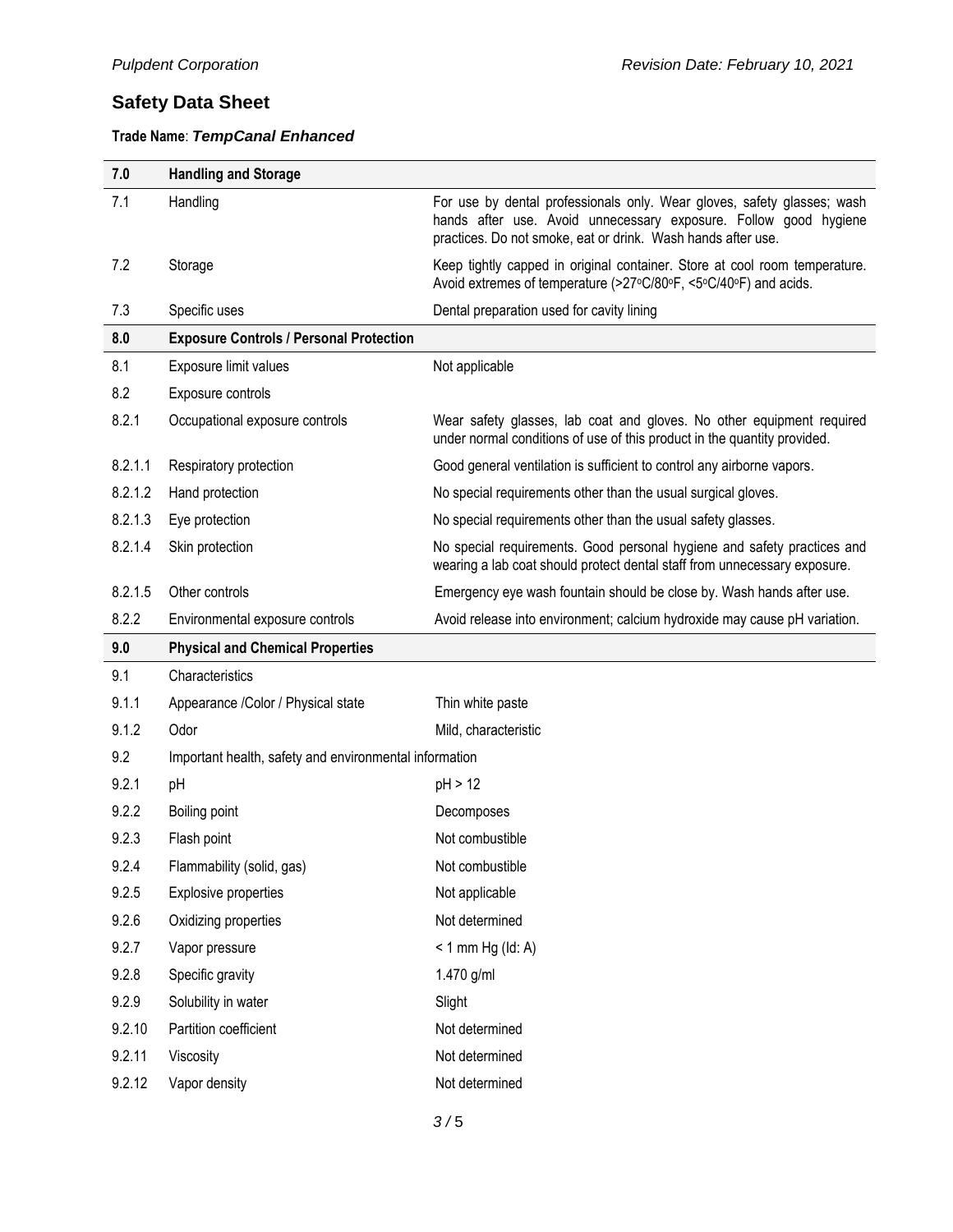## Safety Data Sheet

**Trade Name**: ***TempCanal Enhanced***

| 7.0 | **Handling and Storage** | |
|---|---|---|
| 7.1 | Handling | For use by dental professionals only. Wear gloves, safety glasses; wash hands after use. Avoid unnecessary exposure. Follow good hygiene practices. Do not smoke, eat or drink. Wash hands after use. |
| 7.2 | Storage | Keep tightly capped in original container. Store at cool room temperature. Avoid extremes of temperature (>27°C/80°F, <5°C/40°F) and acids. |
| 7.3 | Specific uses | Dental preparation used for cavity lining |
| **8.0** | **Exposure Controls / Personal Protection** | |
| 8.1 | Exposure limit values | Not applicable |
| 8.2 | Exposure controls | |
| 8.2.1 | Occupational exposure controls | Wear safety glasses, lab coat and gloves. No other equipment required under normal conditions of use of this product in the quantity provided. |
| 8.2.1.1 | Respiratory protection | Good general ventilation is sufficient to control any airborne vapors. |
| 8.2.1.2 | Hand protection | No special requirements other than the usual surgical gloves. |
| 8.2.1.3 | Eye protection | No special requirements other than the usual safety glasses. |
| 8.2.1.4 | Skin protection | No special requirements. Good personal hygiene and safety practices and wearing a lab coat should protect dental staff from unnecessary exposure. |
| 8.2.1.5 | Other controls | Emergency eye wash fountain should be close by. Wash hands after use. |
| 8.2.2 | Environmental exposure controls | Avoid release into environment; calcium hydroxide may cause pH variation. |
| **9.0** | **Physical and Chemical Properties** | |
| 9.1 | Characteristics | |
| 9.1.1 | Appearance /Color / Physical state | Thin white paste |
| 9.1.2 | Odor | Mild, characteristic |
| 9.2 | Important health, safety and environmental information | |
| 9.2.1 | pH | pH > 12 |
| 9.2.2 | Boiling point | Decomposes |
| 9.2.3 | Flash point | Not combustible |
| 9.2.4 | Flammability (solid, gas) | Not combustible |
| 9.2.5 | Explosive properties | Not applicable |
| 9.2.6 | Oxidizing properties | Not determined |
| 9.2.7 | Vapor pressure | < 1 mm Hg (Id: A) |
| 9.2.8 | Specific gravity | 1.470 g/ml |
| 9.2.9 | Solubility in water | Slight |
| 9.2.10 | Partition coefficient | Not determined |
| 9.2.11 | Viscosity | Not determined |
| 9.2.12 | Vapor density | Not determined |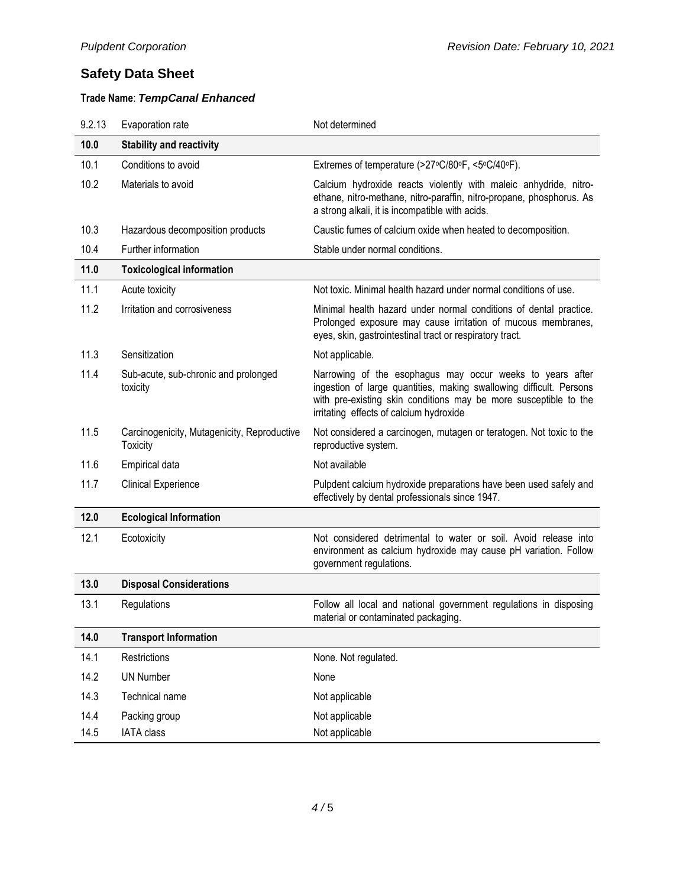## Safety Data Sheet

**Trade Name**: ***TempCanal Enhanced***

| | | |
|---|---|---|
| 9.2.13 | Evaporation rate | Not determined |
| **10.0** | **Stability and reactivity** | |
| 10.1 | Conditions to avoid | Extremes of temperature (>27°C/80°F, <5°C/40°F). |
| 10.2 | Materials to avoid | Calcium hydroxide reacts violently with maleic anhydride, nitro-ethane, nitro-methane, nitro-paraffin, nitro-propane, phosphorus. As a strong alkali, it is incompatible with acids. |
| 10.3 | Hazardous decomposition products | Caustic fumes of calcium oxide when heated to decomposition. |
| 10.4 | Further information | Stable under normal conditions. |
| **11.0** | **Toxicological information** | |
| 11.1 | Acute toxicity | Not toxic. Minimal health hazard under normal conditions of use. |
| 11.2 | Irritation and corrosiveness | Minimal health hazard under normal conditions of dental practice. Prolonged exposure may cause irritation of mucous membranes, eyes, skin, gastrointestinal tract or respiratory tract. |
| 11.3 | Sensitization | Not applicable. |
| 11.4 | Sub-acute, sub-chronic and prolonged toxicity | Narrowing of the esophagus may occur weeks to years after ingestion of large quantities, making swallowing difficult. Persons with pre-existing skin conditions may be more susceptible to the irritating effects of calcium hydroxide |
| 11.5 | Carcinogenicity, Mutagenicity, Reproductive Toxicity | Not considered a carcinogen, mutagen or teratogen. Not toxic to the reproductive system. |
| 11.6 | Empirical data | Not available |
| 11.7 | Clinical Experience | Pulpdent calcium hydroxide preparations have been used safely and effectively by dental professionals since 1947. |
| **12.0** | **Ecological Information** | |
| 12.1 | Ecotoxicity | Not considered detrimental to water or soil. Avoid release into environment as calcium hydroxide may cause pH variation. Follow government regulations. |
| **13.0** | **Disposal Considerations** | |
| 13.1 | Regulations | Follow all local and national government regulations in disposing material or contaminated packaging. |
| **14.0** | **Transport Information** | |
| 14.1 | Restrictions | None. Not regulated. |
| 14.2 | UN Number | None |
| 14.3 | Technical name | Not applicable |
| 14.4 | Packing group | Not applicable |
| 14.5 | IATA class | Not applicable |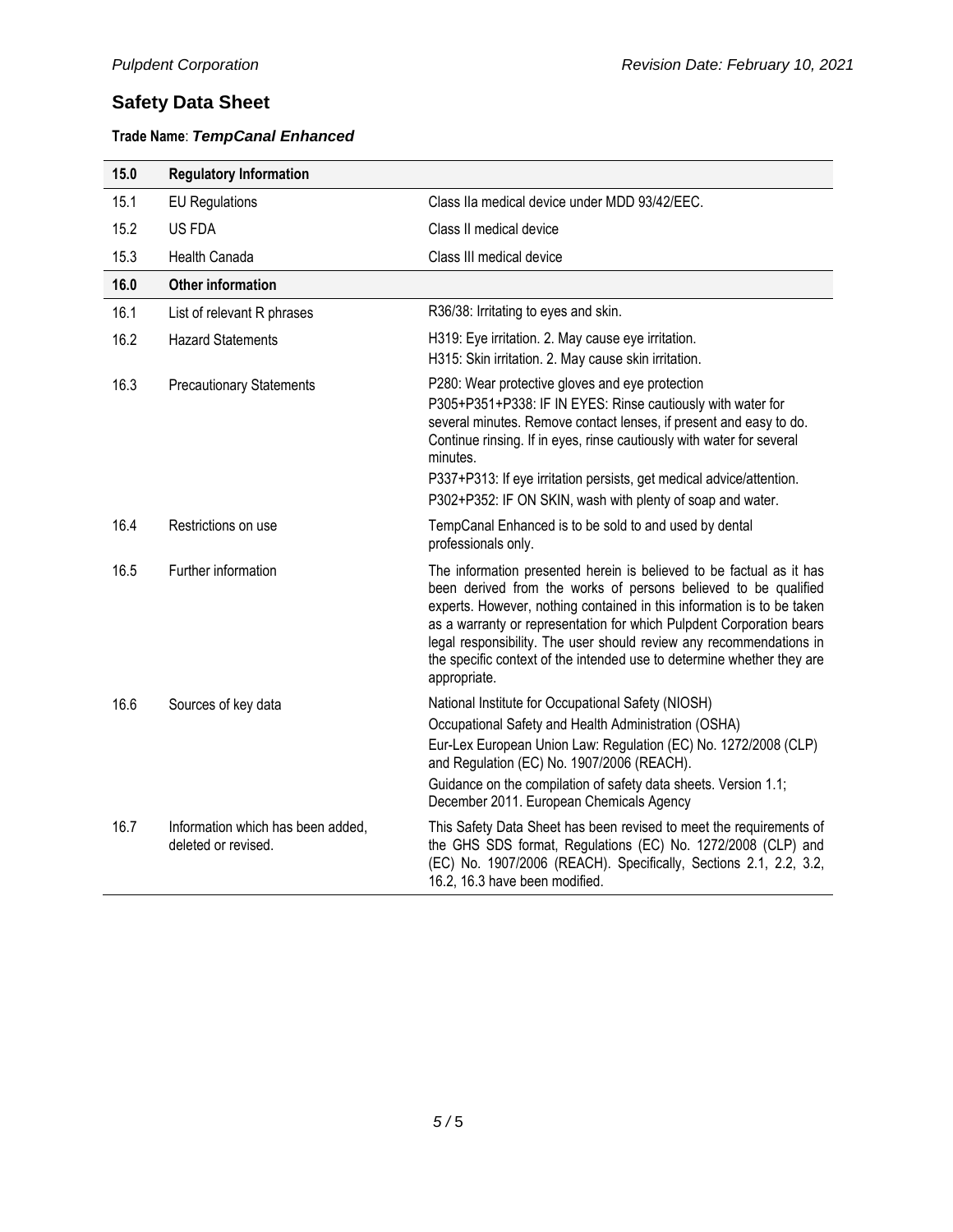## Safety Data Sheet

**Trade Name**: ***TempCanal Enhanced***

| **15.0** | **Regulatory Information** | |
|---|---|---|
| 15.1 | EU Regulations | Class IIa medical device under MDD 93/42/EEC. |
| 15.2 | US FDA | Class II medical device |
| 15.3 | Health Canada | Class III medical device |
| **16.0** | **Other information** | |
| 16.1 | List of relevant R phrases | R36/38: Irritating to eyes and skin. |
| 16.2 | Hazard Statements | H319: Eye irritation. 2. May cause eye irritation.<br>H315: Skin irritation. 2. May cause skin irritation. |
| 16.3 | Precautionary Statements | P280: Wear protective gloves and eye protection<br>P305+P351+P338: IF IN EYES: Rinse cautiously with water for several minutes. Remove contact lenses, if present and easy to do. Continue rinsing. If in eyes, rinse cautiously with water for several minutes.<br>P337+P313: If eye irritation persists, get medical advice/attention.<br>P302+P352: IF ON SKIN, wash with plenty of soap and water. |
| 16.4 | Restrictions on use | TempCanal Enhanced is to be sold to and used by dental professionals only. |
| 16.5 | Further information | The information presented herein is believed to be factual as it has been derived from the works of persons believed to be qualified experts. However, nothing contained in this information is to be taken as a warranty or representation for which Pulpdent Corporation bears legal responsibility. The user should review any recommendations in the specific context of the intended use to determine whether they are appropriate. |
| 16.6 | Sources of key data | National Institute for Occupational Safety (NIOSH)<br>Occupational Safety and Health Administration (OSHA)<br>Eur-Lex European Union Law: Regulation (EC) No. 1272/2008 (CLP) and Regulation (EC) No. 1907/2006 (REACH).<br>Guidance on the compilation of safety data sheets. Version 1.1; December 2011. European Chemicals Agency |
| 16.7 | Information which has been added, deleted or revised. | This Safety Data Sheet has been revised to meet the requirements of the GHS SDS format, Regulations (EC) No. 1272/2008 (CLP) and (EC) No. 1907/2006 (REACH). Specifically, Sections 2.1, 2.2, 3.2, 16.2, 16.3 have been modified. |